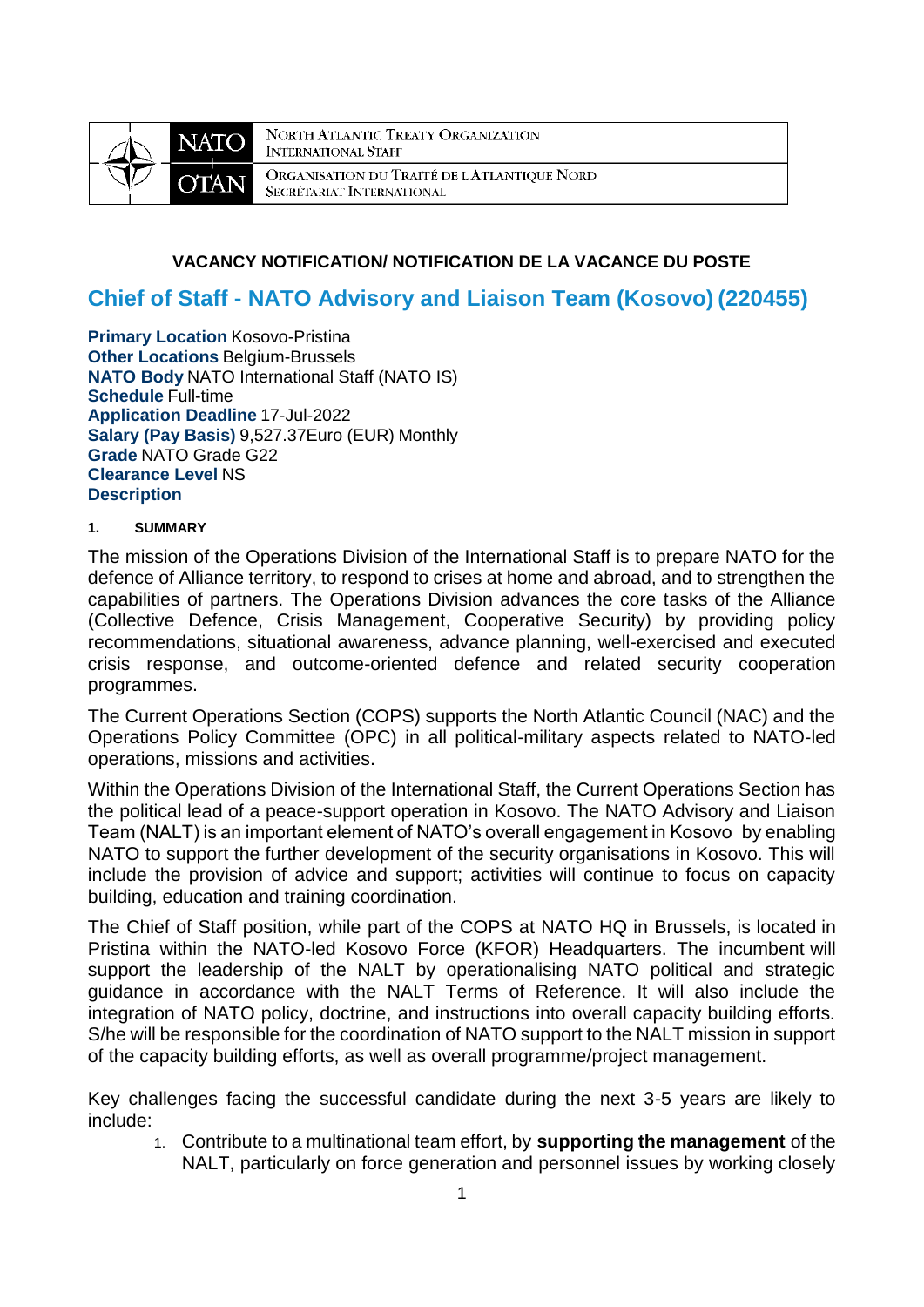NORTH ATLANTIC TREATY ORGANIZATION
INTERNATIONAL STAFF

ORGANISATION DU TRAITÉ DE L'ATLANTIQUE NORD
SECRÉTARIAT INTERNATIONAL

**VACANCY NOTIFICATION/ NOTIFICATION DE LA VACANCE DU POSTE**

# Chief of Staff - NATO Advisory and Liaison Team (Kosovo) (220455)

**Primary Location** Kosovo-Pristina
**Other Locations** Belgium-Brussels
**NATO Body** NATO International Staff (NATO IS)
**Schedule** Full-time
**Application Deadline** 17-Jul-2022
**Salary (Pay Basis)** 9,527.37Euro (EUR) Monthly
**Grade** NATO Grade G22
**Clearance Level** NS
**Description**

## 1. SUMMARY

The mission of the Operations Division of the International Staff is to prepare NATO for the defence of Alliance territory, to respond to crises at home and abroad, and to strengthen the capabilities of partners. The Operations Division advances the core tasks of the Alliance (Collective Defence, Crisis Management, Cooperative Security) by providing policy recommendations, situational awareness, advance planning, well-exercised and executed crisis response, and outcome-oriented defence and related security cooperation programmes.

The Current Operations Section (COPS) supports the North Atlantic Council (NAC) and the Operations Policy Committee (OPC) in all political-military aspects related to NATO-led operations, missions and activities.

Within the Operations Division of the International Staff, the Current Operations Section has the political lead of a peace-support operation in Kosovo. The NATO Advisory and Liaison Team (NALT) is an important element of NATO's overall engagement in Kosovo by enabling NATO to support the further development of the security organisations in Kosovo. This will include the provision of advice and support; activities will continue to focus on capacity building, education and training coordination.

The Chief of Staff position, while part of the COPS at NATO HQ in Brussels, is located in Pristina within the NATO-led Kosovo Force (KFOR) Headquarters. The incumbent will support the leadership of the NALT by operationalising NATO political and strategic guidance in accordance with the NALT Terms of Reference. It will also include the integration of NATO policy, doctrine, and instructions into overall capacity building efforts. S/he will be responsible for the coordination of NATO support to the NALT mission in support of the capacity building efforts, as well as overall programme/project management.

Key challenges facing the successful candidate during the next 3-5 years are likely to include:

1. Contribute to a multinational team effort, by **supporting the management** of the NALT, particularly on force generation and personnel issues by working closely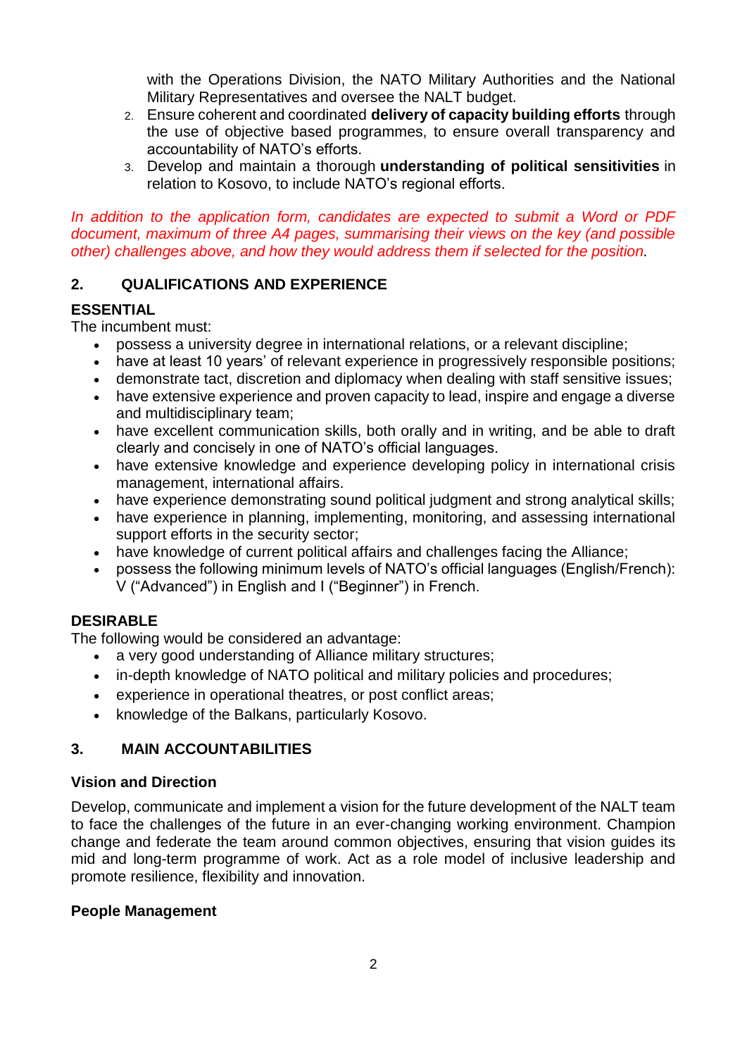with the Operations Division, the NATO Military Authorities and the National Military Representatives and oversee the NALT budget.

2. Ensure coherent and coordinated **delivery of capacity building efforts** through the use of objective based programmes, to ensure overall transparency and accountability of NATO's efforts.
3. Develop and maintain a thorough **understanding of political sensitivities** in relation to Kosovo, to include NATO's regional efforts.

*In addition to the application form, candidates are expected to submit a Word or PDF document, maximum of three A4 pages, summarising their views on the key (and possible other) challenges above, and how they would address them if selected for the position.*

## 2. QUALIFICATIONS AND EXPERIENCE

### ESSENTIAL

The incumbent must:

- possess a university degree in international relations, or a relevant discipline;
- have at least 10 years' of relevant experience in progressively responsible positions;
- demonstrate tact, discretion and diplomacy when dealing with staff sensitive issues;
- have extensive experience and proven capacity to lead, inspire and engage a diverse and multidisciplinary team;
- have excellent communication skills, both orally and in writing, and be able to draft clearly and concisely in one of NATO's official languages.
- have extensive knowledge and experience developing policy in international crisis management, international affairs.
- have experience demonstrating sound political judgment and strong analytical skills;
- have experience in planning, implementing, monitoring, and assessing international support efforts in the security sector;
- have knowledge of current political affairs and challenges facing the Alliance;
- possess the following minimum levels of NATO's official languages (English/French): V ("Advanced") in English and I ("Beginner") in French.

### DESIRABLE

The following would be considered an advantage:

- a very good understanding of Alliance military structures;
- in-depth knowledge of NATO political and military policies and procedures;
- experience in operational theatres, or post conflict areas;
- knowledge of the Balkans, particularly Kosovo.

## 3. MAIN ACCOUNTABILITIES

### Vision and Direction

Develop, communicate and implement a vision for the future development of the NALT team to face the challenges of the future in an ever-changing working environment. Champion change and federate the team around common objectives, ensuring that vision guides its mid and long-term programme of work. Act as a role model of inclusive leadership and promote resilience, flexibility and innovation.

### People Management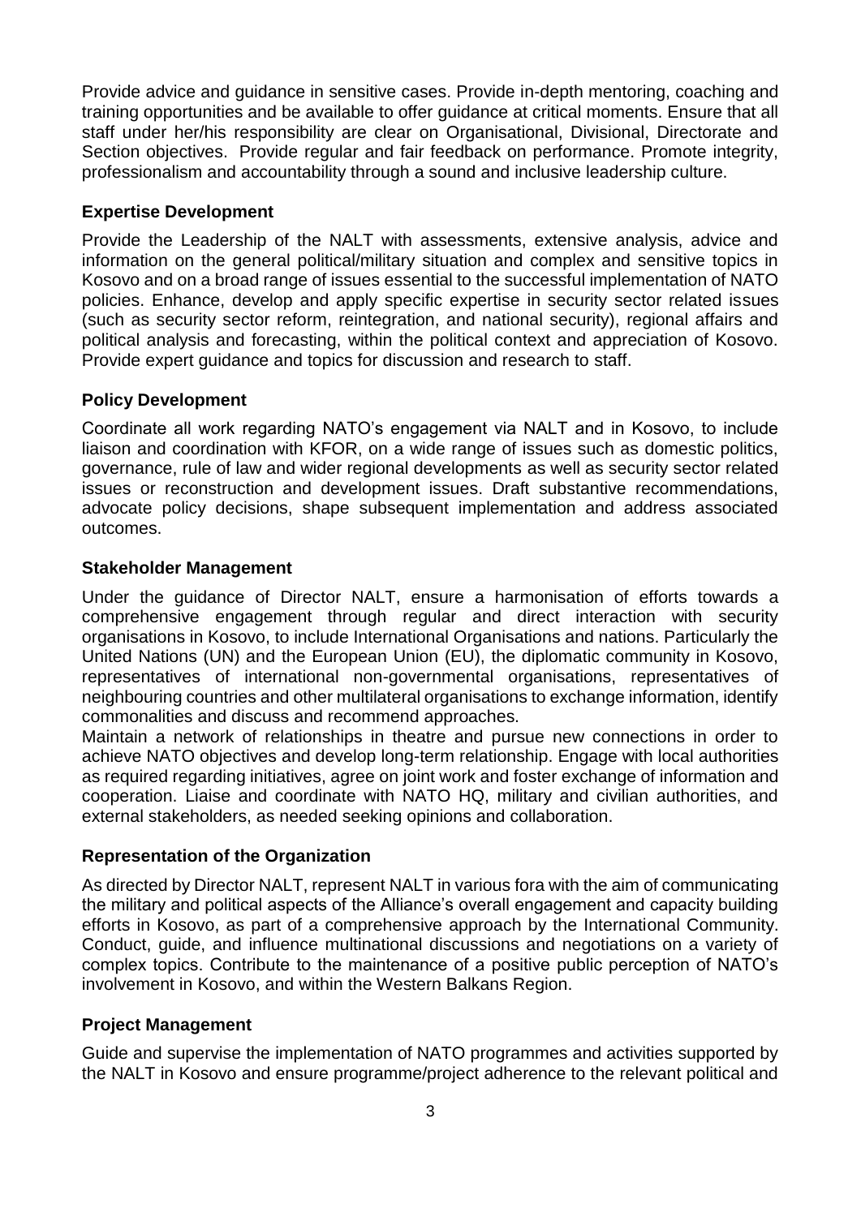Provide advice and guidance in sensitive cases. Provide in-depth mentoring, coaching and training opportunities and be available to offer guidance at critical moments. Ensure that all staff under her/his responsibility are clear on Organisational, Divisional, Directorate and Section objectives. Provide regular and fair feedback on performance. Promote integrity, professionalism and accountability through a sound and inclusive leadership culture.

**Expertise Development**

Provide the Leadership of the NALT with assessments, extensive analysis, advice and information on the general political/military situation and complex and sensitive topics in Kosovo and on a broad range of issues essential to the successful implementation of NATO policies. Enhance, develop and apply specific expertise in security sector related issues (such as security sector reform, reintegration, and national security), regional affairs and political analysis and forecasting, within the political context and appreciation of Kosovo. Provide expert guidance and topics for discussion and research to staff.

**Policy Development**

Coordinate all work regarding NATO's engagement via NALT and in Kosovo, to include liaison and coordination with KFOR, on a wide range of issues such as domestic politics, governance, rule of law and wider regional developments as well as security sector related issues or reconstruction and development issues. Draft substantive recommendations, advocate policy decisions, shape subsequent implementation and address associated outcomes.

**Stakeholder Management**

Under the guidance of Director NALT, ensure a harmonisation of efforts towards a comprehensive engagement through regular and direct interaction with security organisations in Kosovo, to include International Organisations and nations. Particularly the United Nations (UN) and the European Union (EU), the diplomatic community in Kosovo, representatives of international non-governmental organisations, representatives of neighbouring countries and other multilateral organisations to exchange information, identify commonalities and discuss and recommend approaches.

Maintain a network of relationships in theatre and pursue new connections in order to achieve NATO objectives and develop long-term relationship. Engage with local authorities as required regarding initiatives, agree on joint work and foster exchange of information and cooperation. Liaise and coordinate with NATO HQ, military and civilian authorities, and external stakeholders, as needed seeking opinions and collaboration.

**Representation of the Organization**

As directed by Director NALT, represent NALT in various fora with the aim of communicating the military and political aspects of the Alliance's overall engagement and capacity building efforts in Kosovo, as part of a comprehensive approach by the International Community. Conduct, guide, and influence multinational discussions and negotiations on a variety of complex topics. Contribute to the maintenance of a positive public perception of NATO's involvement in Kosovo, and within the Western Balkans Region.

**Project Management**

Guide and supervise the implementation of NATO programmes and activities supported by the NALT in Kosovo and ensure programme/project adherence to the relevant political and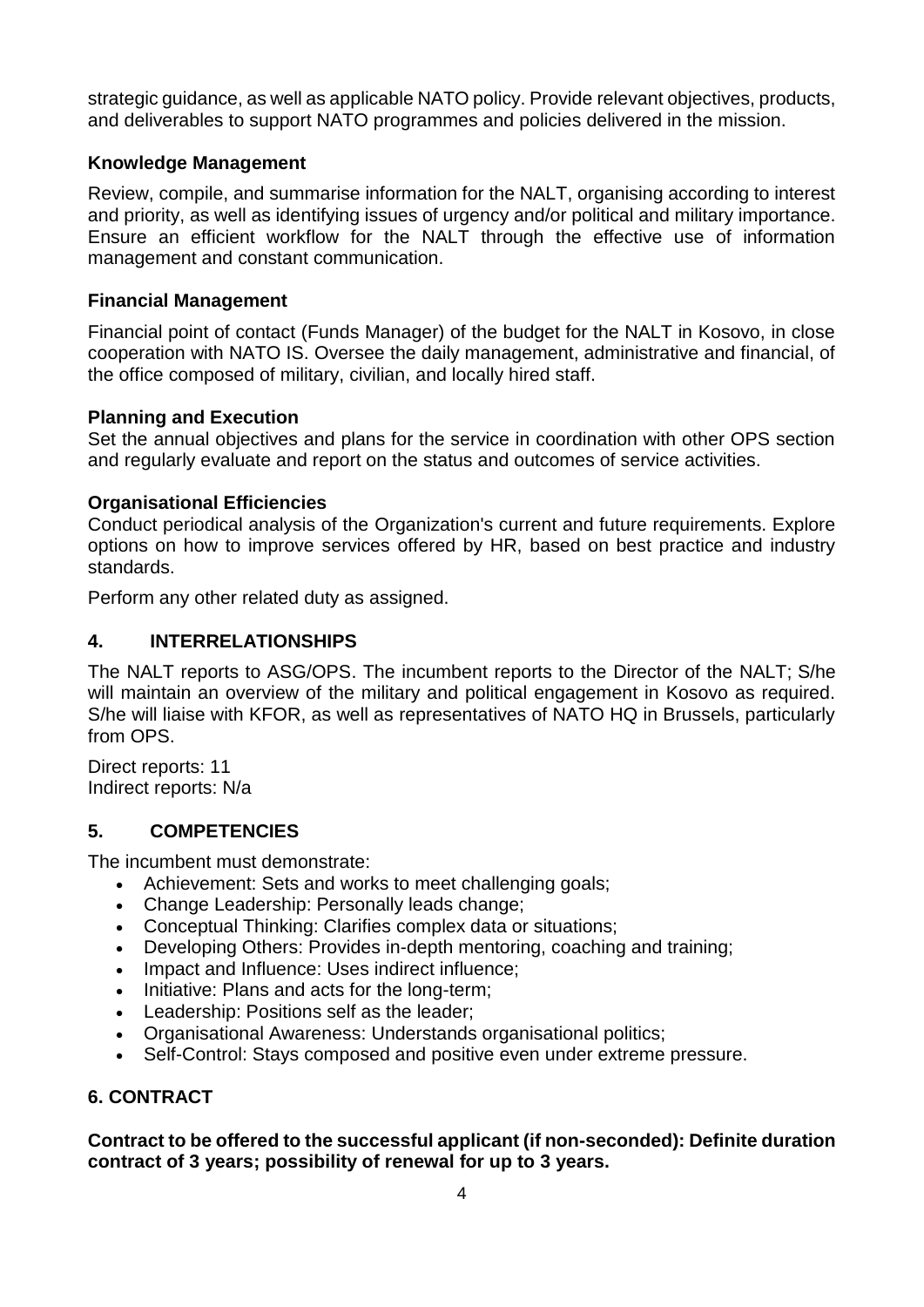strategic guidance, as well as applicable NATO policy. Provide relevant objectives, products, and deliverables to support NATO programmes and policies delivered in the mission.

**Knowledge Management**

Review, compile, and summarise information for the NALT, organising according to interest and priority, as well as identifying issues of urgency and/or political and military importance. Ensure an efficient workflow for the NALT through the effective use of information management and constant communication.

**Financial Management**

Financial point of contact (Funds Manager) of the budget for the NALT in Kosovo, in close cooperation with NATO IS. Oversee the daily management, administrative and financial, of the office composed of military, civilian, and locally hired staff.

**Planning and Execution**

Set the annual objectives and plans for the service in coordination with other OPS section and regularly evaluate and report on the status and outcomes of service activities.

**Organisational Efficiencies**

Conduct periodical analysis of the Organization's current and future requirements. Explore options on how to improve services offered by HR, based on best practice and industry standards.

Perform any other related duty as assigned.

## 4. INTERRELATIONSHIPS

The NALT reports to ASG/OPS. The incumbent reports to the Director of the NALT; S/he will maintain an overview of the military and political engagement in Kosovo as required. S/he will liaise with KFOR, as well as representatives of NATO HQ in Brussels, particularly from OPS.

Direct reports: 11
Indirect reports: N/a

## 5. COMPETENCIES

The incumbent must demonstrate:

- Achievement: Sets and works to meet challenging goals;
- Change Leadership: Personally leads change;
- Conceptual Thinking: Clarifies complex data or situations;
- Developing Others: Provides in-depth mentoring, coaching and training;
- Impact and Influence: Uses indirect influence;
- Initiative: Plans and acts for the long-term;
- Leadership: Positions self as the leader;
- Organisational Awareness: Understands organisational politics;
- Self-Control: Stays composed and positive even under extreme pressure.

## 6. CONTRACT

**Contract to be offered to the successful applicant (if non-seconded): Definite duration contract of 3 years; possibility of renewal for up to 3 years.**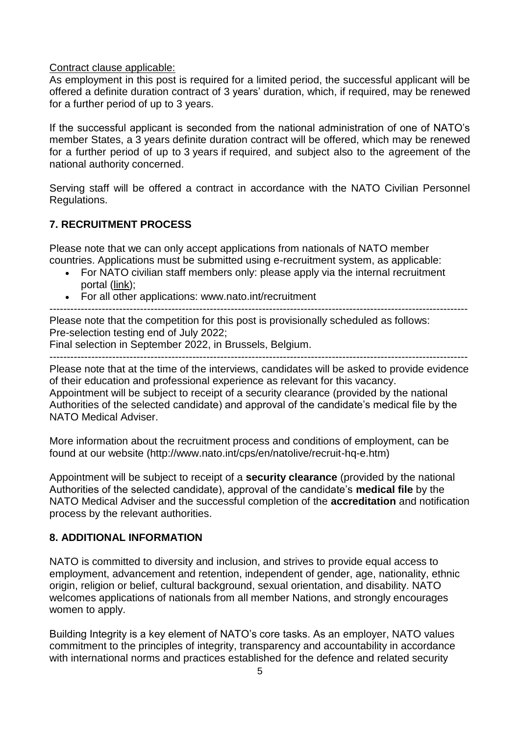Contract clause applicable:
As employment in this post is required for a limited period, the successful applicant will be offered a definite duration contract of 3 years' duration, which, if required, may be renewed for a further period of up to 3 years.

If the successful applicant is seconded from the national administration of one of NATO's member States, a 3 years definite duration contract will be offered, which may be renewed for a further period of up to 3 years if required, and subject also to the agreement of the national authority concerned.

Serving staff will be offered a contract in accordance with the NATO Civilian Personnel Regulations.

## 7. RECRUITMENT PROCESS

Please note that we can only accept applications from nationals of NATO member countries. Applications must be submitted using e-recruitment system, as applicable:

- For NATO civilian staff members only: please apply via the internal recruitment portal (link);
- For all other applications: www.nato.int/recruitment

---

Please note that the competition for this post is provisionally scheduled as follows:
Pre-selection testing end of July 2022;
Final selection in September 2022, in Brussels, Belgium.

---

Please note that at the time of the interviews, candidates will be asked to provide evidence of their education and professional experience as relevant for this vacancy.
Appointment will be subject to receipt of a security clearance (provided by the national Authorities of the selected candidate) and approval of the candidate's medical file by the NATO Medical Adviser.

More information about the recruitment process and conditions of employment, can be found at our website (http://www.nato.int/cps/en/natolive/recruit-hq-e.htm)

Appointment will be subject to receipt of a **security clearance** (provided by the national Authorities of the selected candidate), approval of the candidate's **medical file** by the NATO Medical Adviser and the successful completion of the **accreditation** and notification process by the relevant authorities.

## 8. ADDITIONAL INFORMATION

NATO is committed to diversity and inclusion, and strives to provide equal access to employment, advancement and retention, independent of gender, age, nationality, ethnic origin, religion or belief, cultural background, sexual orientation, and disability. NATO welcomes applications of nationals from all member Nations, and strongly encourages women to apply.

Building Integrity is a key element of NATO's core tasks. As an employer, NATO values commitment to the principles of integrity, transparency and accountability in accordance with international norms and practices established for the defence and related security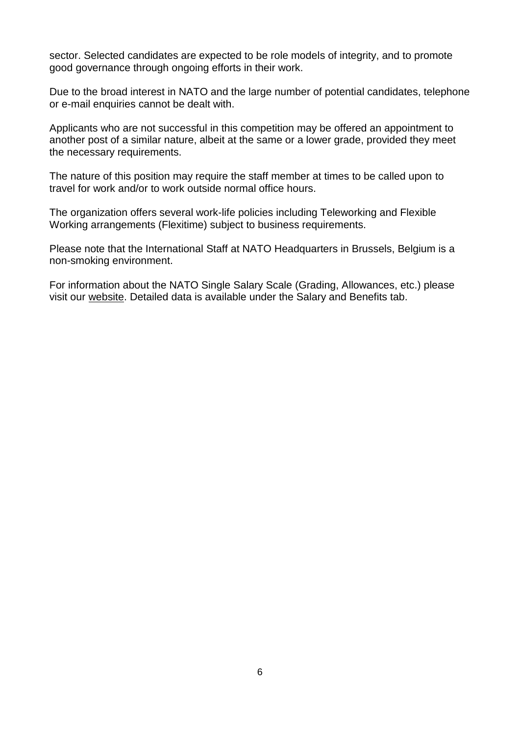sector. Selected candidates are expected to be role models of integrity, and to promote good governance through ongoing efforts in their work.

Due to the broad interest in NATO and the large number of potential candidates, telephone or e-mail enquiries cannot be dealt with.

Applicants who are not successful in this competition may be offered an appointment to another post of a similar nature, albeit at the same or a lower grade, provided they meet the necessary requirements.

The nature of this position may require the staff member at times to be called upon to travel for work and/or to work outside normal office hours.

The organization offers several work-life policies including Teleworking and Flexible Working arrangements (Flexitime) subject to business requirements.

Please note that the International Staff at NATO Headquarters in Brussels, Belgium is a non-smoking environment.

For information about the NATO Single Salary Scale (Grading, Allowances, etc.) please visit our website. Detailed data is available under the Salary and Benefits tab.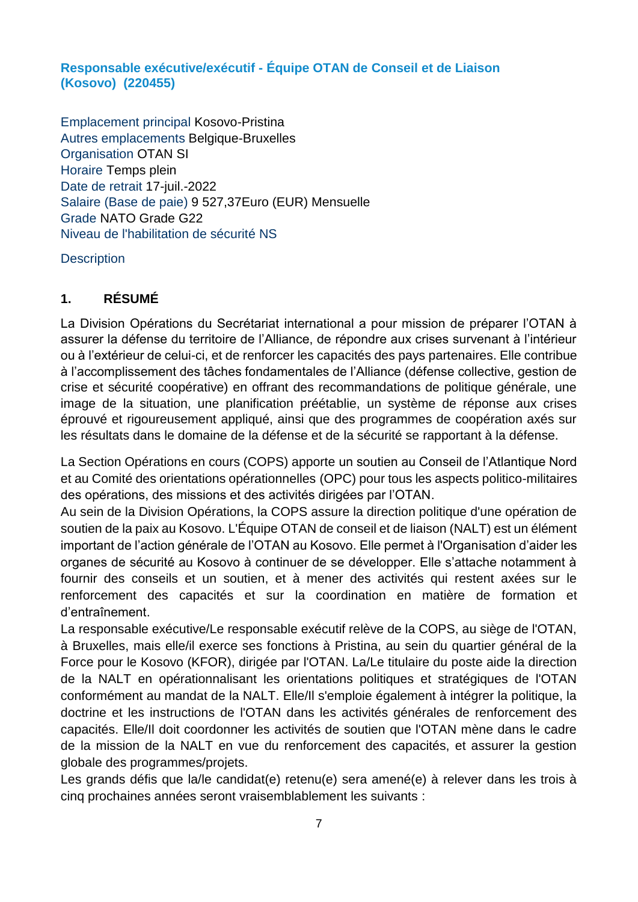## Responsable exécutive/exécutif - Équipe OTAN de Conseil et de Liaison (Kosovo) (220455)

Emplacement principal Kosovo-Pristina
Autres emplacements Belgique-Bruxelles
Organisation OTAN SI
Horaire Temps plein
Date de retrait 17-juil.-2022
Salaire (Base de paie) 9 527,37Euro (EUR) Mensuelle
Grade NATO Grade G22
Niveau de l'habilitation de sécurité NS

Description

### 1. RÉSUMÉ

La Division Opérations du Secrétariat international a pour mission de préparer l'OTAN à assurer la défense du territoire de l'Alliance, de répondre aux crises survenant à l'intérieur ou à l'extérieur de celui-ci, et de renforcer les capacités des pays partenaires. Elle contribue à l'accomplissement des tâches fondamentales de l'Alliance (défense collective, gestion de crise et sécurité coopérative) en offrant des recommandations de politique générale, une image de la situation, une planification préétablie, un système de réponse aux crises éprouvé et rigoureusement appliqué, ainsi que des programmes de coopération axés sur les résultats dans le domaine de la défense et de la sécurité se rapportant à la défense.

La Section Opérations en cours (COPS) apporte un soutien au Conseil de l'Atlantique Nord et au Comité des orientations opérationnelles (OPC) pour tous les aspects politico-militaires des opérations, des missions et des activités dirigées par l'OTAN.
Au sein de la Division Opérations, la COPS assure la direction politique d'une opération de soutien de la paix au Kosovo. L'Équipe OTAN de conseil et de liaison (NALT) est un élément important de l'action générale de l'OTAN au Kosovo. Elle permet à l'Organisation d'aider les organes de sécurité au Kosovo à continuer de se développer. Elle s'attache notamment à fournir des conseils et un soutien, et à mener des activités qui restent axées sur le renforcement des capacités et sur la coordination en matière de formation et d'entraînement.
La responsable exécutive/Le responsable exécutif relève de la COPS, au siège de l'OTAN, à Bruxelles, mais elle/il exerce ses fonctions à Pristina, au sein du quartier général de la Force pour le Kosovo (KFOR), dirigée par l'OTAN. La/Le titulaire du poste aide la direction de la NALT en opérationnalisant les orientations politiques et stratégiques de l'OTAN conformément au mandat de la NALT. Elle/Il s'emploie également à intégrer la politique, la doctrine et les instructions de l'OTAN dans les activités générales de renforcement des capacités. Elle/Il doit coordonner les activités de soutien que l'OTAN mène dans le cadre de la mission de la NALT en vue du renforcement des capacités, et assurer la gestion globale des programmes/projets.
Les grands défis que la/le candidat(e) retenu(e) sera amené(e) à relever dans les trois à cinq prochaines années seront vraisemblablement les suivants :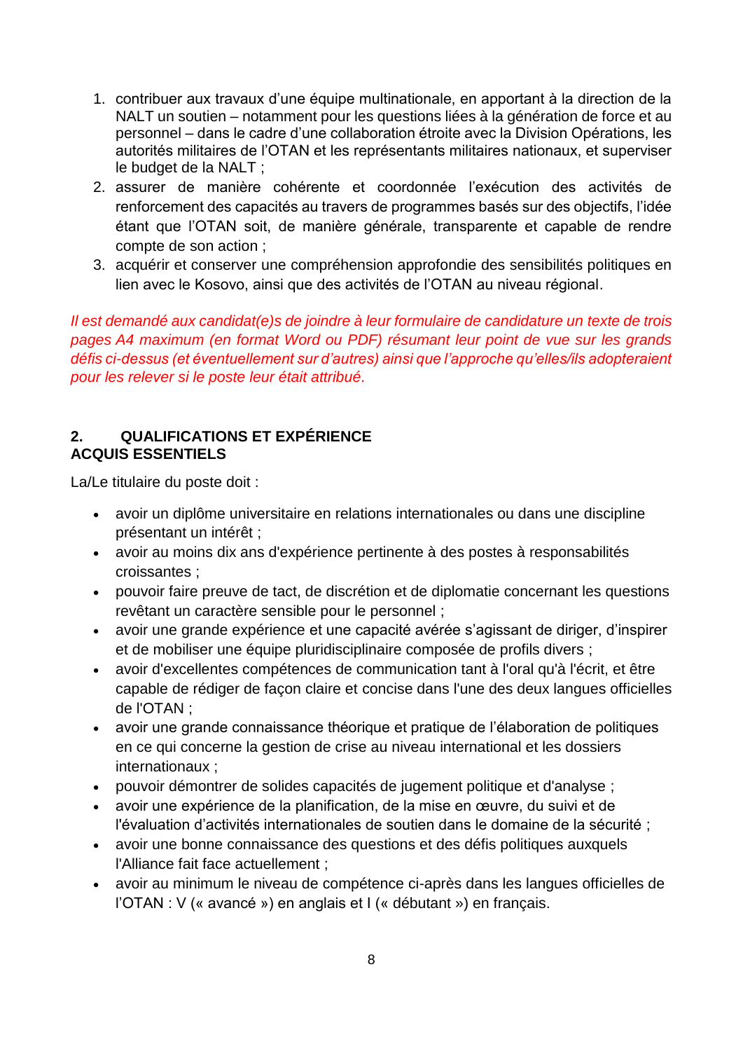1. contribuer aux travaux d'une équipe multinationale, en apportant à la direction de la NALT un soutien – notamment pour les questions liées à la génération de force et au personnel – dans le cadre d'une collaboration étroite avec la Division Opérations, les autorités militaires de l'OTAN et les représentants militaires nationaux, et superviser le budget de la NALT ;
2. assurer de manière cohérente et coordonnée l'exécution des activités de renforcement des capacités au travers de programmes basés sur des objectifs, l'idée étant que l'OTAN soit, de manière générale, transparente et capable de rendre compte de son action ;
3. acquérir et conserver une compréhension approfondie des sensibilités politiques en lien avec le Kosovo, ainsi que des activités de l'OTAN au niveau régional.

*Il est demandé aux candidat(e)s de joindre à leur formulaire de candidature un texte de trois pages A4 maximum (en format Word ou PDF) résumant leur point de vue sur les grands défis ci-dessus (et éventuellement sur d'autres) ainsi que l'approche qu'elles/ils adopteraient pour les relever si le poste leur était attribué.*

## 2. QUALIFICATIONS ET EXPÉRIENCE

**ACQUIS ESSENTIELS**

La/Le titulaire du poste doit :

- avoir un diplôme universitaire en relations internationales ou dans une discipline présentant un intérêt ;
- avoir au moins dix ans d'expérience pertinente à des postes à responsabilités croissantes ;
- pouvoir faire preuve de tact, de discrétion et de diplomatie concernant les questions revêtant un caractère sensible pour le personnel ;
- avoir une grande expérience et une capacité avérée s'agissant de diriger, d'inspirer et de mobiliser une équipe pluridisciplinaire composée de profils divers ;
- avoir d'excellentes compétences de communication tant à l'oral qu'à l'écrit, et être capable de rédiger de façon claire et concise dans l'une des deux langues officielles de l'OTAN ;
- avoir une grande connaissance théorique et pratique de l'élaboration de politiques en ce qui concerne la gestion de crise au niveau international et les dossiers internationaux ;
- pouvoir démontrer de solides capacités de jugement politique et d'analyse ;
- avoir une expérience de la planification, de la mise en œuvre, du suivi et de l'évaluation d'activités internationales de soutien dans le domaine de la sécurité ;
- avoir une bonne connaissance des questions et des défis politiques auxquels l'Alliance fait face actuellement ;
- avoir au minimum le niveau de compétence ci-après dans les langues officielles de l'OTAN : V (« avancé ») en anglais et I (« débutant ») en français.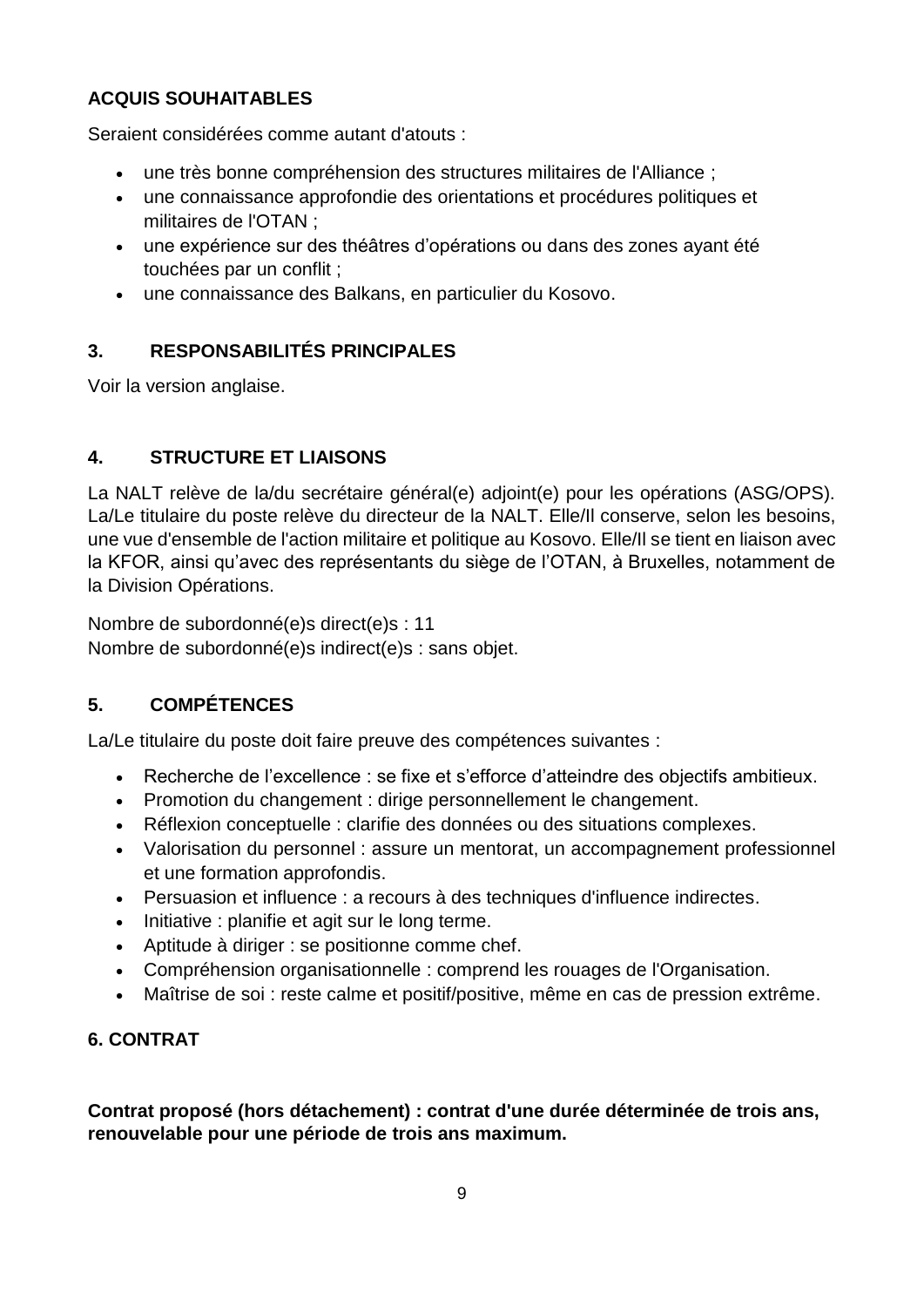**ACQUIS SOUHAITABLES**

Seraient considérées comme autant d'atouts :

- une très bonne compréhension des structures militaires de l'Alliance ;
- une connaissance approfondie des orientations et procédures politiques et militaires de l'OTAN ;
- une expérience sur des théâtres d'opérations ou dans des zones ayant été touchées par un conflit ;
- une connaissance des Balkans, en particulier du Kosovo.

## 3. RESPONSABILITÉS PRINCIPALES

Voir la version anglaise.

## 4. STRUCTURE ET LIAISONS

La NALT relève de la/du secrétaire général(e) adjoint(e) pour les opérations (ASG/OPS). La/Le titulaire du poste relève du directeur de la NALT. Elle/Il conserve, selon les besoins, une vue d'ensemble de l'action militaire et politique au Kosovo. Elle/Il se tient en liaison avec la KFOR, ainsi qu'avec des représentants du siège de l'OTAN, à Bruxelles, notamment de la Division Opérations.

Nombre de subordonné(e)s direct(e)s : 11
Nombre de subordonné(e)s indirect(e)s : sans objet.

## 5. COMPÉTENCES

La/Le titulaire du poste doit faire preuve des compétences suivantes :

- Recherche de l'excellence : se fixe et s'efforce d'atteindre des objectifs ambitieux.
- Promotion du changement : dirige personnellement le changement.
- Réflexion conceptuelle : clarifie des données ou des situations complexes.
- Valorisation du personnel : assure un mentorat, un accompagnement professionnel et une formation approfondis.
- Persuasion et influence : a recours à des techniques d'influence indirectes.
- Initiative : planifie et agit sur le long terme.
- Aptitude à diriger : se positionne comme chef.
- Compréhension organisationnelle : comprend les rouages de l'Organisation.
- Maîtrise de soi : reste calme et positif/positive, même en cas de pression extrême.

## 6. CONTRAT

**Contrat proposé (hors détachement) : contrat d'une durée déterminée de trois ans, renouvelable pour une période de trois ans maximum.**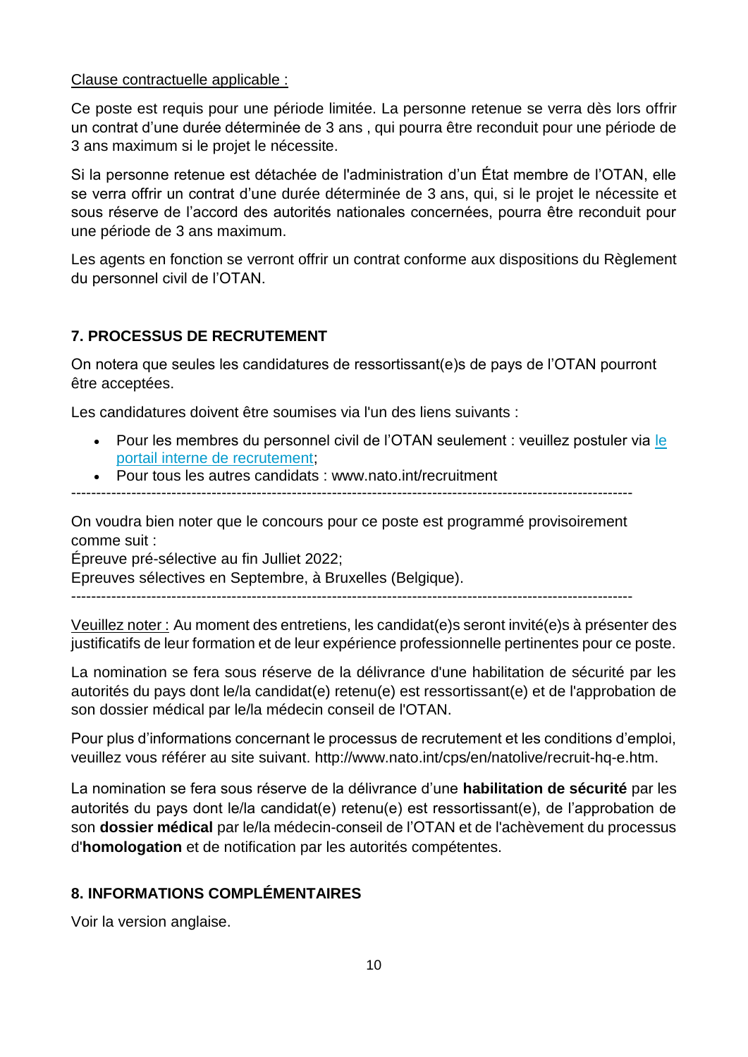Clause contractuelle applicable :

Ce poste est requis pour une période limitée. La personne retenue se verra dès lors offrir un contrat d'une durée déterminée de 3 ans , qui pourra être reconduit pour une période de 3 ans maximum si le projet le nécessite.

Si la personne retenue est détachée de l'administration d'un État membre de l'OTAN, elle se verra offrir un contrat d'une durée déterminée de 3 ans, qui, si le projet le nécessite et sous réserve de l'accord des autorités nationales concernées, pourra être reconduit pour une période de 3 ans maximum.

Les agents en fonction se verront offrir un contrat conforme aux dispositions du Règlement du personnel civil de l'OTAN.

## 7. PROCESSUS DE RECRUTEMENT

On notera que seules les candidatures de ressortissant(e)s de pays de l'OTAN pourront être acceptées.

Les candidatures doivent être soumises via l'un des liens suivants :

- Pour les membres du personnel civil de l'OTAN seulement : veuillez postuler via le portail interne de recrutement;
- Pour tous les autres candidats : www.nato.int/recruitment

---

On voudra bien noter que le concours pour ce poste est programmé provisoirement comme suit :
Épreuve pré-sélective au fin Julliet 2022;
Epreuves sélectives en Septembre, à Bruxelles (Belgique).

---

Veuillez noter : Au moment des entretiens, les candidat(e)s seront invité(e)s à présenter des justificatifs de leur formation et de leur expérience professionnelle pertinentes pour ce poste.

La nomination se fera sous réserve de la délivrance d'une habilitation de sécurité par les autorités du pays dont le/la candidat(e) retenu(e) est ressortissant(e) et de l'approbation de son dossier médical par le/la médecin conseil de l'OTAN.

Pour plus d'informations concernant le processus de recrutement et les conditions d'emploi, veuillez vous référer au site suivant. http://www.nato.int/cps/en/natolive/recruit-hq-e.htm.

La nomination se fera sous réserve de la délivrance d'une **habilitation de sécurité** par les autorités du pays dont le/la candidat(e) retenu(e) est ressortissant(e), de l'approbation de son **dossier médical** par le/la médecin-conseil de l'OTAN et de l'achèvement du processus d'**homologation** et de notification par les autorités compétentes.

## 8. INFORMATIONS COMPLÉMENTAIRES

Voir la version anglaise.